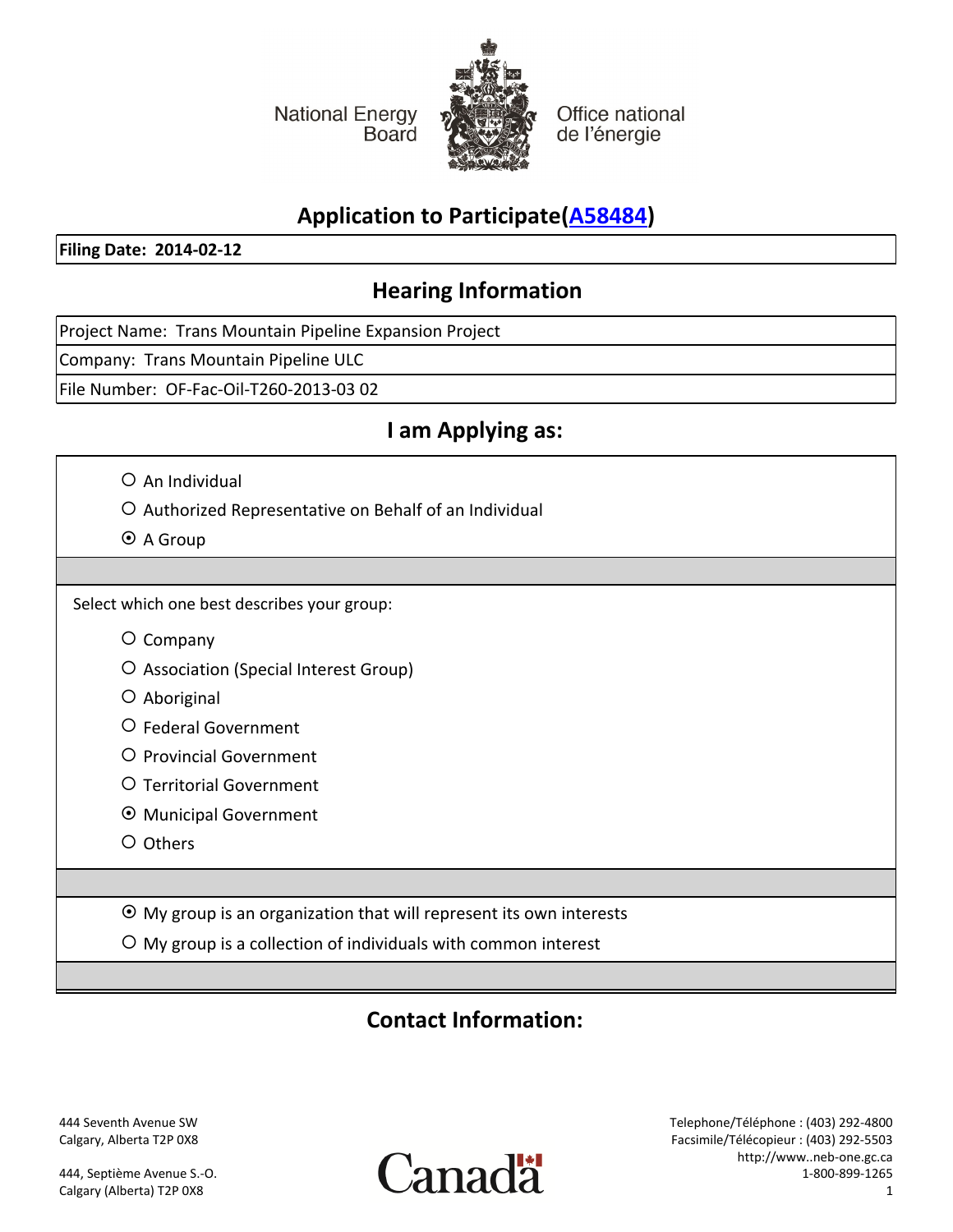National Energy Board | Office national de l'énergie

# Application to Participate(A58484)

**Filing Date: 2014-02-12**

## Hearing Information

Project Name: Trans Mountain Pipeline Expansion Project

Company: Trans Mountain Pipeline ULC

File Number: OF-Fac-Oil-T260-2013-03 02

## I am Applying as:

- ○ An Individual
- ○ Authorized Representative on Behalf of an Individual
- ⦿ A Group

Select which one best describes your group:

- ○ Company
- ○ Association (Special Interest Group)
- ○ Aboriginal
- ○ Federal Government
- ○ Provincial Government
- ○ Territorial Government
- ⦿ Municipal Government
- ○ Others

- ⦿ My group is an organization that will represent its own interests
- ○ My group is a collection of individuals with common interest

## Contact Information:

444 Seventh Avenue SW
Calgary, Alberta T2P 0X8

444, Septième Avenue S.-O.
Calgary (Alberta) T2P 0X8

Telephone/Téléphone : (403) 292-4800
Facsimile/Télécopieur : (403) 292-5503
http://www..neb-one.gc.ca
1-800-899-1265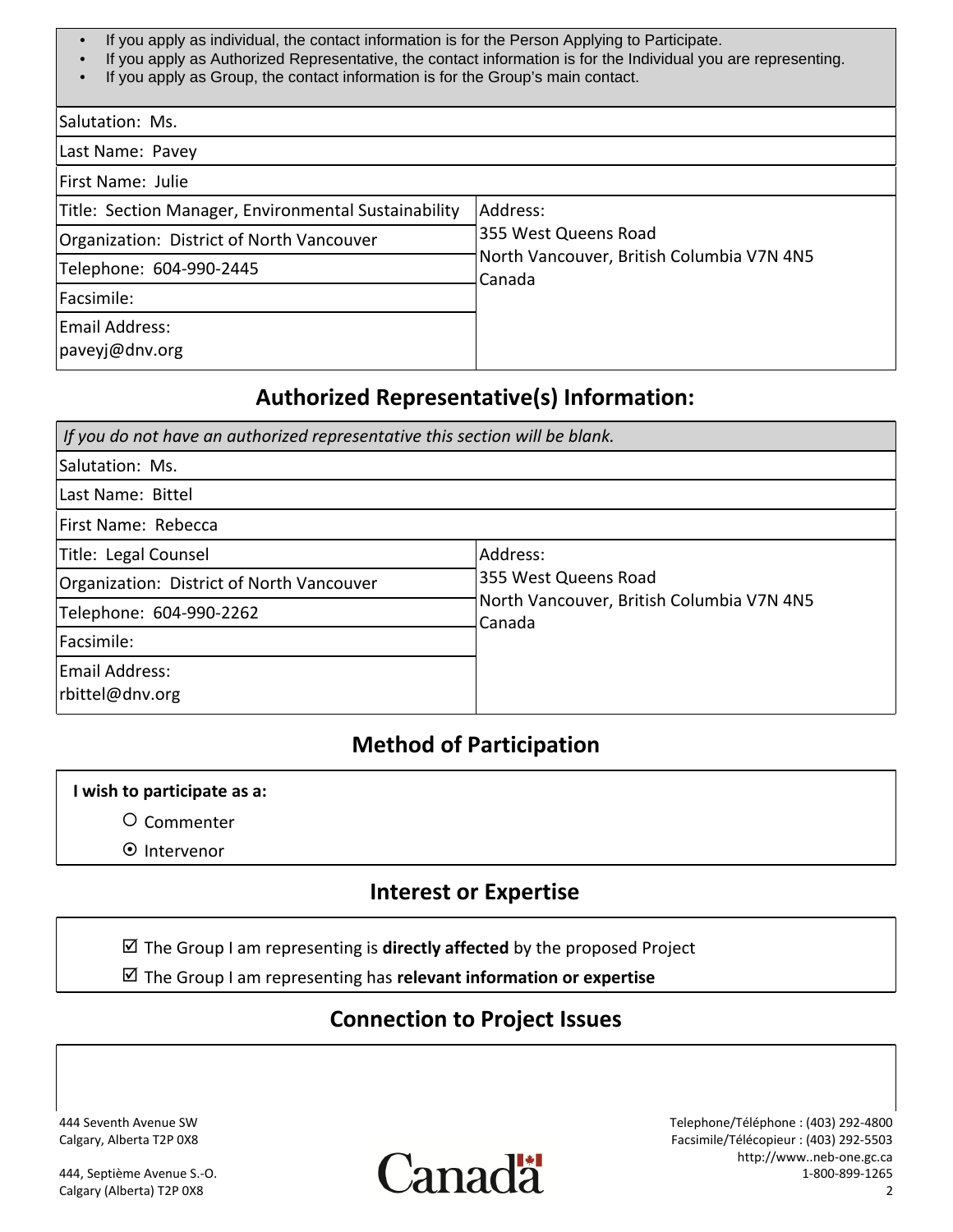- If you apply as individual, the contact information is for the Person Applying to Participate.
- If you apply as Authorized Representative, the contact information is for the Individual you are representing.
- If you apply as Group, the contact information is for the Group's main contact.

| | |
|---|---|
| Salutation: Ms. | |
| Last Name: Pavey | |
| First Name: Julie | |
| Title: Section Manager, Environmental Sustainability | Address:<br>355 West Queens Road<br>North Vancouver, British Columbia V7N 4N5<br>Canada |
| Organization: District of North Vancouver | |
| Telephone: 604-990-2445 | |
| Facsimile: | |
| Email Address:<br>paveyj@dnv.org | |

## Authorized Representative(s) Information:

*If you do not have an authorized representative this section will be blank.*

| | |
|---|---|
| Salutation: Ms. | |
| Last Name: Bittel | |
| First Name: Rebecca | |
| Title: Legal Counsel | Address:<br>355 West Queens Road<br>North Vancouver, British Columbia V7N 4N5<br>Canada |
| Organization: District of North Vancouver | |
| Telephone: 604-990-2262 | |
| Facsimile: | |
| Email Address:<br>rbittel@dnv.org | |

## Method of Participation

**I wish to participate as a:**

- ○ Commenter
- ⊙ Intervenor

## Interest or Expertise

- ☑ The Group I am representing is **directly affected** by the proposed Project
- ☑ The Group I am representing has **relevant information or expertise**

## Connection to Project Issues

444 Seventh Avenue SW
Calgary, Alberta T2P 0X8

444, Septième Avenue S.-O.
Calgary (Alberta) T2P 0X8

Canada

Telephone/Téléphone : (403) 292-4800
Facsimile/Télécopieur : (403) 292-5503
http://www..neb-one.gc.ca
1-800-899-1265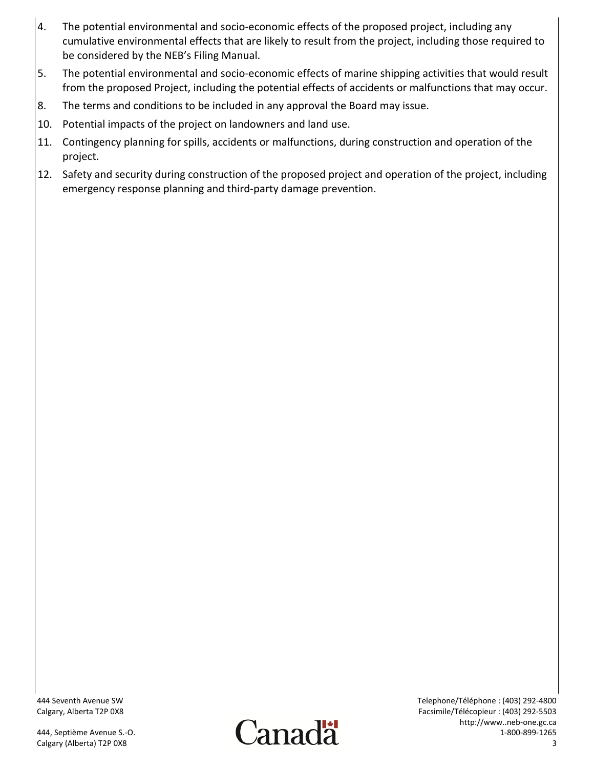4. The potential environmental and socio-economic effects of the proposed project, including any cumulative environmental effects that are likely to result from the project, including those required to be considered by the NEB's Filing Manual.
5. The potential environmental and socio-economic effects of marine shipping activities that would result from the proposed Project, including the potential effects of accidents or malfunctions that may occur.
8. The terms and conditions to be included in any approval the Board may issue.
10. Potential impacts of the project on landowners and land use.
11. Contingency planning for spills, accidents or malfunctions, during construction and operation of the project.
12. Safety and security during construction of the proposed project and operation of the project, including emergency response planning and third-party damage prevention.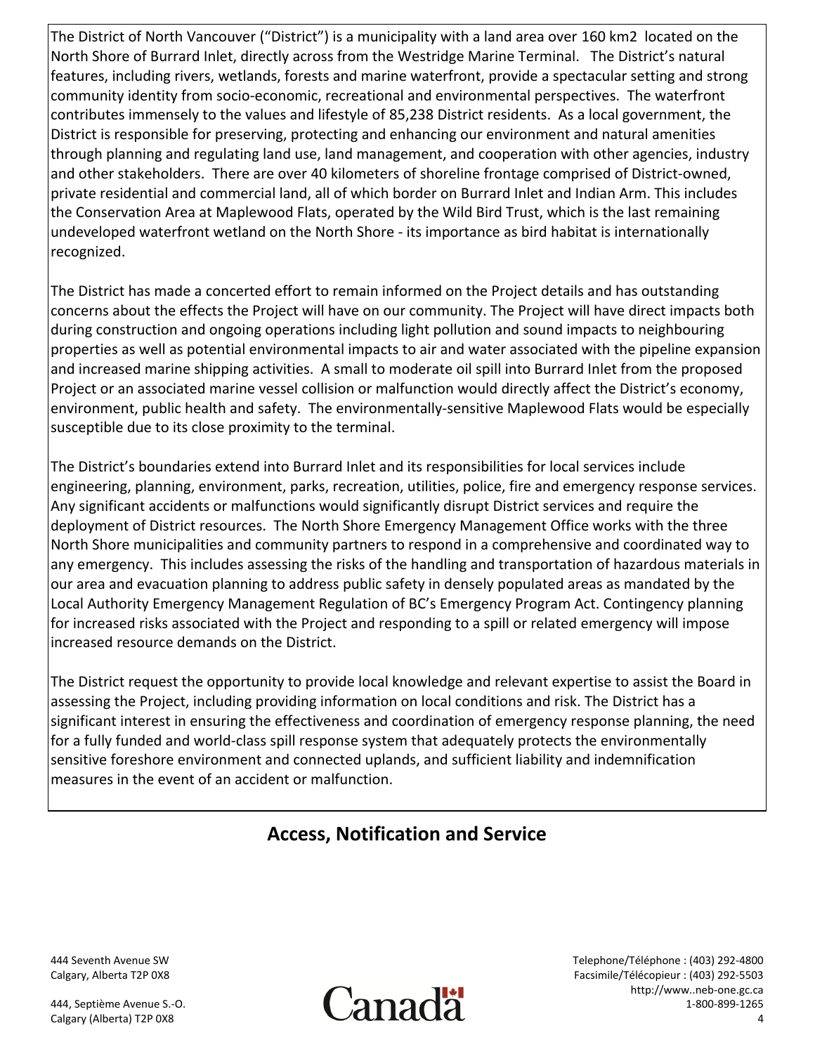The District of North Vancouver ("District") is a municipality with a land area over 160 km2 located on the North Shore of Burrard Inlet, directly across from the Westridge Marine Terminal. The District's natural features, including rivers, wetlands, forests and marine waterfront, provide a spectacular setting and strong community identity from socio-economic, recreational and environmental perspectives. The waterfront contributes immensely to the values and lifestyle of 85,238 District residents. As a local government, the District is responsible for preserving, protecting and enhancing our environment and natural amenities through planning and regulating land use, land management, and cooperation with other agencies, industry and other stakeholders. There are over 40 kilometers of shoreline frontage comprised of District-owned, private residential and commercial land, all of which border on Burrard Inlet and Indian Arm. This includes the Conservation Area at Maplewood Flats, operated by the Wild Bird Trust, which is the last remaining undeveloped waterfront wetland on the North Shore - its importance as bird habitat is internationally recognized.

The District has made a concerted effort to remain informed on the Project details and has outstanding concerns about the effects the Project will have on our community. The Project will have direct impacts both during construction and ongoing operations including light pollution and sound impacts to neighbouring properties as well as potential environmental impacts to air and water associated with the pipeline expansion and increased marine shipping activities. A small to moderate oil spill into Burrard Inlet from the proposed Project or an associated marine vessel collision or malfunction would directly affect the District's economy, environment, public health and safety. The environmentally-sensitive Maplewood Flats would be especially susceptible due to its close proximity to the terminal.

The District's boundaries extend into Burrard Inlet and its responsibilities for local services include engineering, planning, environment, parks, recreation, utilities, police, fire and emergency response services. Any significant accidents or malfunctions would significantly disrupt District services and require the deployment of District resources. The North Shore Emergency Management Office works with the three North Shore municipalities and community partners to respond in a comprehensive and coordinated way to any emergency. This includes assessing the risks of the handling and transportation of hazardous materials in our area and evacuation planning to address public safety in densely populated areas as mandated by the Local Authority Emergency Management Regulation of BC's Emergency Program Act. Contingency planning for increased risks associated with the Project and responding to a spill or related emergency will impose increased resource demands on the District.

The District request the opportunity to provide local knowledge and relevant expertise to assist the Board in assessing the Project, including providing information on local conditions and risk. The District has a significant interest in ensuring the effectiveness and coordination of emergency response planning, the need for a fully funded and world-class spill response system that adequately protects the environmentally sensitive foreshore environment and connected uplands, and sufficient liability and indemnification measures in the event of an accident or malfunction.

## Access, Notification and Service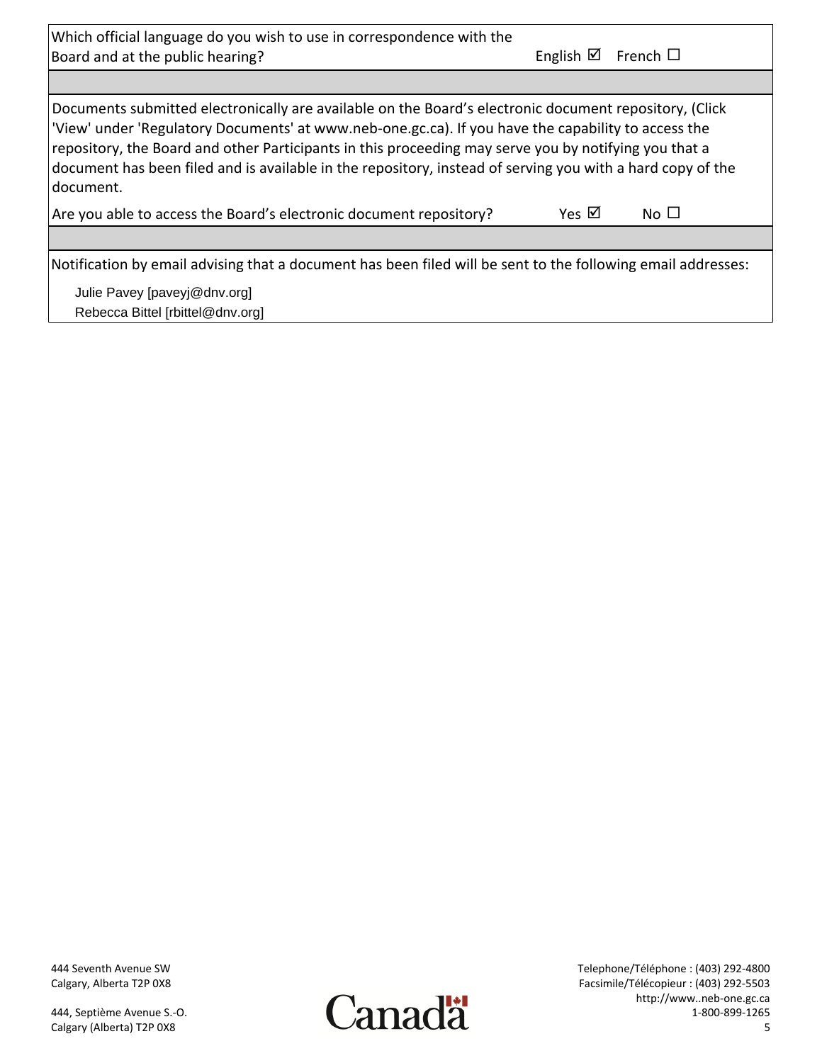Which official language do you wish to use in correspondence with the Board and at the public hearing? English ☑ French ☐

Documents submitted electronically are available on the Board's electronic document repository, (Click 'View' under 'Regulatory Documents' at www.neb-one.gc.ca). If you have the capability to access the repository, the Board and other Participants in this proceeding may serve you by notifying you that a document has been filed and is available in the repository, instead of serving you with a hard copy of the document.

Are you able to access the Board's electronic document repository? Yes ☑ No ☐

Notification by email advising that a document has been filed will be sent to the following email addresses:

Julie Pavey [paveyj@dnv.org]
Rebecca Bittel [rbittel@dnv.org]

444 Seventh Avenue SW
Calgary, Alberta T2P 0X8

444, Septième Avenue S.-O.
Calgary (Alberta) T2P 0X8

Canada

Telephone/Téléphone : (403) 292-4800
Facsimile/Télécopieur : (403) 292-5503
http://www..neb-one.gc.ca
1-800-899-1265